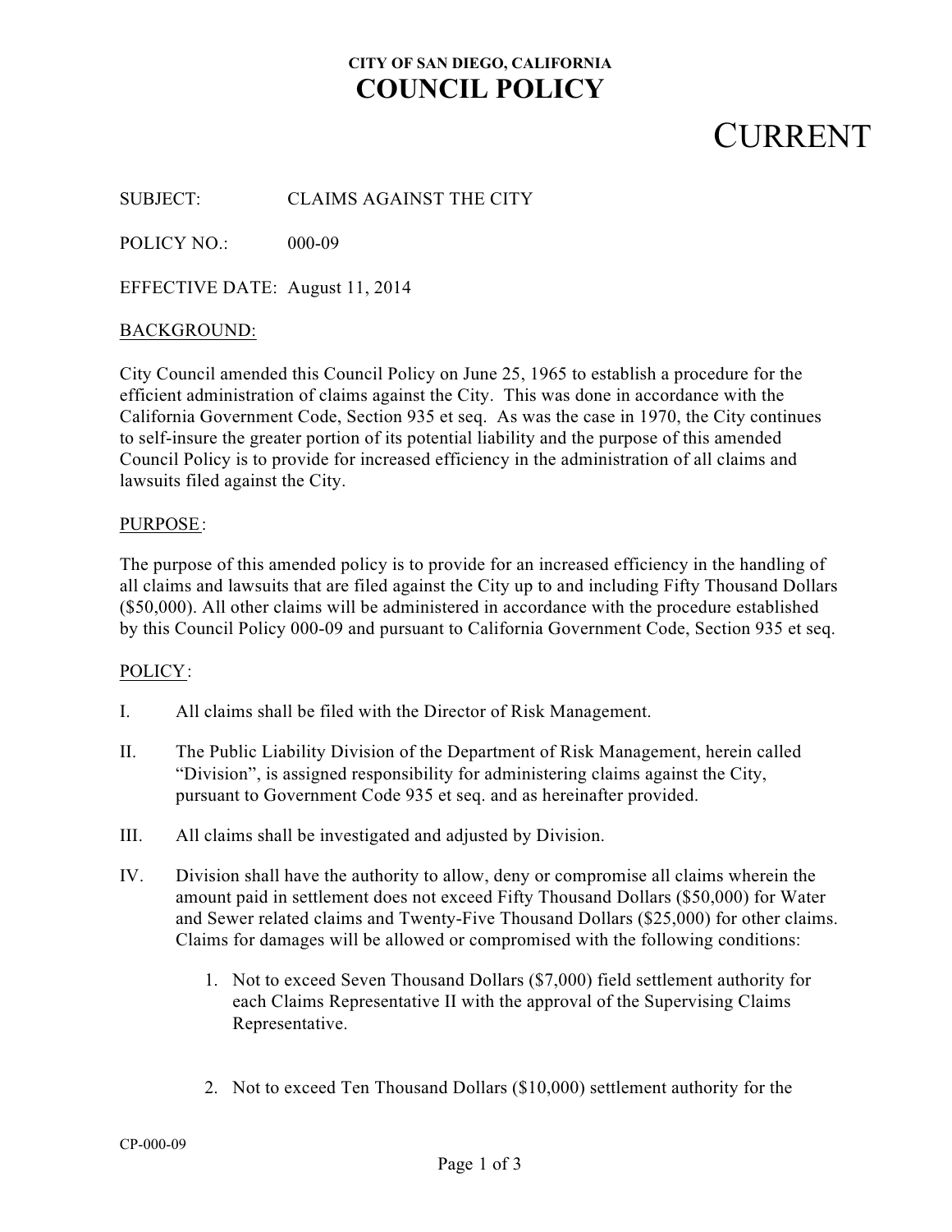**CITY OF SAN DIEGO, CALIFORNIA**

# COUNCIL POLICY

# CURRENT

SUBJECT: CLAIMS AGAINST THE CITY

POLICY NO.: 000-09

EFFECTIVE DATE: August 11, 2014

BACKGROUND:

City Council amended this Council Policy on June 25, 1965 to establish a procedure for the efficient administration of claims against the City. This was done in accordance with the California Government Code, Section 935 et seq. As was the case in 1970, the City continues to self-insure the greater portion of its potential liability and the purpose of this amended Council Policy is to provide for increased efficiency in the administration of all claims and lawsuits filed against the City.

PURPOSE:

The purpose of this amended policy is to provide for an increased efficiency in the handling of all claims and lawsuits that are filed against the City up to and including Fifty Thousand Dollars ($50,000). All other claims will be administered in accordance with the procedure established by this Council Policy 000-09 and pursuant to California Government Code, Section 935 et seq.

POLICY:

I. All claims shall be filed with the Director of Risk Management.

II. The Public Liability Division of the Department of Risk Management, herein called "Division", is assigned responsibility for administering claims against the City, pursuant to Government Code 935 et seq. and as hereinafter provided.

III. All claims shall be investigated and adjusted by Division.

IV. Division shall have the authority to allow, deny or compromise all claims wherein the amount paid in settlement does not exceed Fifty Thousand Dollars ($50,000) for Water and Sewer related claims and Twenty-Five Thousand Dollars ($25,000) for other claims. Claims for damages will be allowed or compromised with the following conditions:

1. Not to exceed Seven Thousand Dollars ($7,000) field settlement authority for each Claims Representative II with the approval of the Supervising Claims Representative.

2. Not to exceed Ten Thousand Dollars ($10,000) settlement authority for the

CP-000-09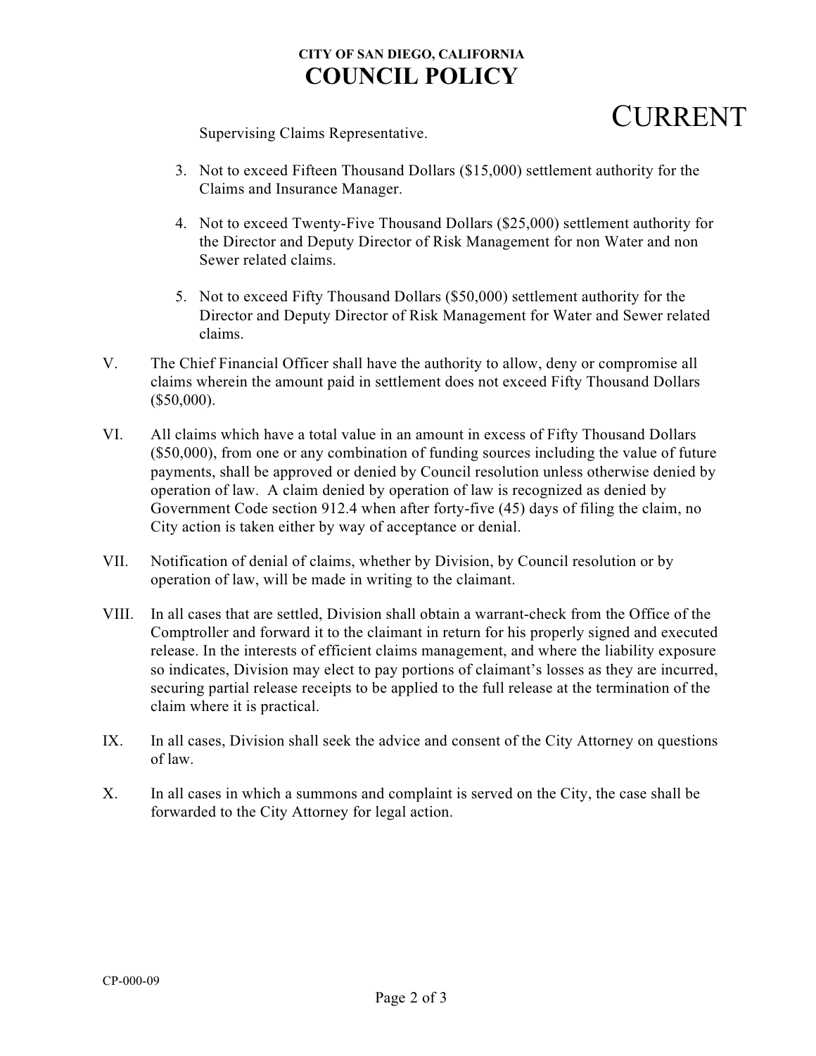Supervising Claims Representative.

3. Not to exceed Fifteen Thousand Dollars ($15,000) settlement authority for the Claims and Insurance Manager.

4. Not to exceed Twenty-Five Thousand Dollars ($25,000) settlement authority for the Director and Deputy Director of Risk Management for non Water and non Sewer related claims.

5. Not to exceed Fifty Thousand Dollars ($50,000) settlement authority for the Director and Deputy Director of Risk Management for Water and Sewer related claims.

V. The Chief Financial Officer shall have the authority to allow, deny or compromise all claims wherein the amount paid in settlement does not exceed Fifty Thousand Dollars ($50,000).

VI. All claims which have a total value in an amount in excess of Fifty Thousand Dollars ($50,000), from one or any combination of funding sources including the value of future payments, shall be approved or denied by Council resolution unless otherwise denied by operation of law. A claim denied by operation of law is recognized as denied by Government Code section 912.4 when after forty-five (45) days of filing the claim, no City action is taken either by way of acceptance or denial.

VII. Notification of denial of claims, whether by Division, by Council resolution or by operation of law, will be made in writing to the claimant.

VIII. In all cases that are settled, Division shall obtain a warrant-check from the Office of the Comptroller and forward it to the claimant in return for his properly signed and executed release. In the interests of efficient claims management, and where the liability exposure so indicates, Division may elect to pay portions of claimant's losses as they are incurred, securing partial release receipts to be applied to the full release at the termination of the claim where it is practical.

IX. In all cases, Division shall seek the advice and consent of the City Attorney on questions of law.

X. In all cases in which a summons and complaint is served on the City, the case shall be forwarded to the City Attorney for legal action.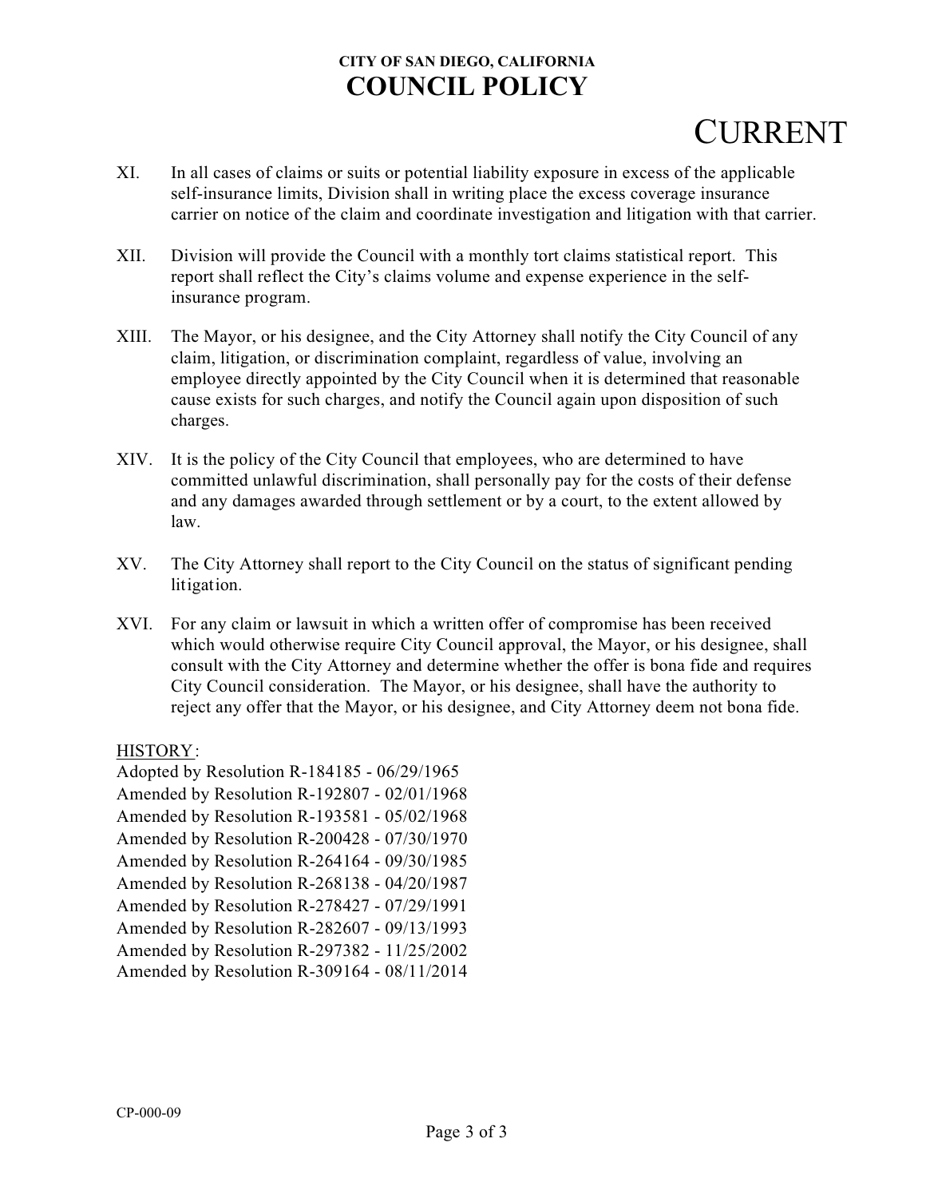XI. In all cases of claims or suits or potential liability exposure in excess of the applicable self-insurance limits, Division shall in writing place the excess coverage insurance carrier on notice of the claim and coordinate investigation and litigation with that carrier.

XII. Division will provide the Council with a monthly tort claims statistical report. This report shall reflect the City's claims volume and expense experience in the self-insurance program.

XIII. The Mayor, or his designee, and the City Attorney shall notify the City Council of any claim, litigation, or discrimination complaint, regardless of value, involving an employee directly appointed by the City Council when it is determined that reasonable cause exists for such charges, and notify the Council again upon disposition of such charges.

XIV. It is the policy of the City Council that employees, who are determined to have committed unlawful discrimination, shall personally pay for the costs of their defense and any damages awarded through settlement or by a court, to the extent allowed by law.

XV. The City Attorney shall report to the City Council on the status of significant pending litigation.

XVI. For any claim or lawsuit in which a written offer of compromise has been received which would otherwise require City Council approval, the Mayor, or his designee, shall consult with the City Attorney and determine whether the offer is bona fide and requires City Council consideration. The Mayor, or his designee, shall have the authority to reject any offer that the Mayor, or his designee, and City Attorney deem not bona fide.

HISTORY:

Adopted by Resolution R-184185 - 06/29/1965
Amended by Resolution R-192807 - 02/01/1968
Amended by Resolution R-193581 - 05/02/1968
Amended by Resolution R-200428 - 07/30/1970
Amended by Resolution R-264164 - 09/30/1985
Amended by Resolution R-268138 - 04/20/1987
Amended by Resolution R-278427 - 07/29/1991
Amended by Resolution R-282607 - 09/13/1993
Amended by Resolution R-297382 - 11/25/2002
Amended by Resolution R-309164 - 08/11/2014